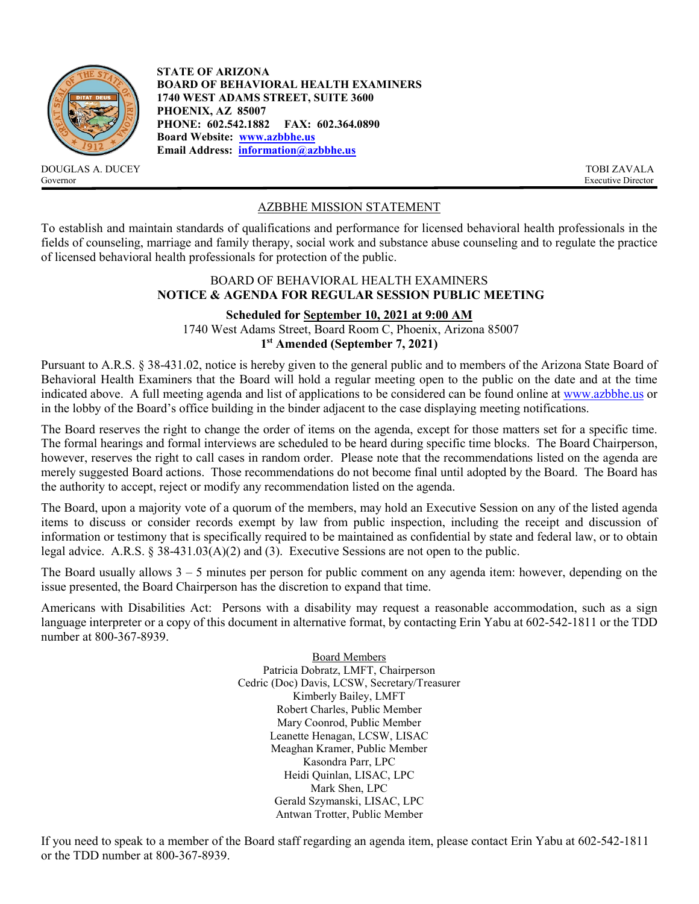**STATE OF ARIZONA**
**BOARD OF BEHAVIORAL HEALTH EXAMINERS**
**1740 WEST ADAMS STREET, SUITE 3600**
**PHOENIX, AZ 85007**
**PHONE: 602.542.1882 FAX: 602.364.0890**
**Board Website: [www.azbbhe.us](http://www.azbbhe.us)**
**Email Address: [information@azbbhe.us](mailto:information@azbbhe.us)**

DOUGLAS A. DUCEY
Governor

TOBI ZAVALA
Executive Director

## AZBBHE MISSION STATEMENT

To establish and maintain standards of qualifications and performance for licensed behavioral health professionals in the fields of counseling, marriage and family therapy, social work and substance abuse counseling and to regulate the practice of licensed behavioral health professionals for protection of the public.

## BOARD OF BEHAVIORAL HEALTH EXAMINERS
## NOTICE & AGENDA FOR REGULAR SESSION PUBLIC MEETING

**Scheduled for September 10, 2021 at 9:00 AM**
1740 West Adams Street, Board Room C, Phoenix, Arizona 85007
**1st Amended (September 7, 2021)**

Pursuant to A.R.S. § 38-431.02, notice is hereby given to the general public and to members of the Arizona State Board of Behavioral Health Examiners that the Board will hold a regular meeting open to the public on the date and at the time indicated above. A full meeting agenda and list of applications to be considered can be found online at www.azbbhe.us or in the lobby of the Board's office building in the binder adjacent to the case displaying meeting notifications.

The Board reserves the right to change the order of items on the agenda, except for those matters set for a specific time. The formal hearings and formal interviews are scheduled to be heard during specific time blocks. The Board Chairperson, however, reserves the right to call cases in random order. Please note that the recommendations listed on the agenda are merely suggested Board actions. Those recommendations do not become final until adopted by the Board. The Board has the authority to accept, reject or modify any recommendation listed on the agenda.

The Board, upon a majority vote of a quorum of the members, may hold an Executive Session on any of the listed agenda items to discuss or consider records exempt by law from public inspection, including the receipt and discussion of information or testimony that is specifically required to be maintained as confidential by state and federal law, or to obtain legal advice. A.R.S. § 38-431.03(A)(2) and (3). Executive Sessions are not open to the public.

The Board usually allows 3 – 5 minutes per person for public comment on any agenda item: however, depending on the issue presented, the Board Chairperson has the discretion to expand that time.

Americans with Disabilities Act: Persons with a disability may request a reasonable accommodation, such as a sign language interpreter or a copy of this document in alternative format, by contacting Erin Yabu at 602-542-1811 or the TDD number at 800-367-8939.

Board Members
Patricia Dobratz, LMFT, Chairperson
Cedric (Doc) Davis, LCSW, Secretary/Treasurer
Kimberly Bailey, LMFT
Robert Charles, Public Member
Mary Coonrod, Public Member
Leanette Henagan, LCSW, LISAC
Meaghan Kramer, Public Member
Kasondra Parr, LPC
Heidi Quinlan, LISAC, LPC
Mark Shen, LPC
Gerald Szymanski, LISAC, LPC
Antwan Trotter, Public Member

If you need to speak to a member of the Board staff regarding an agenda item, please contact Erin Yabu at 602-542-1811 or the TDD number at 800-367-8939.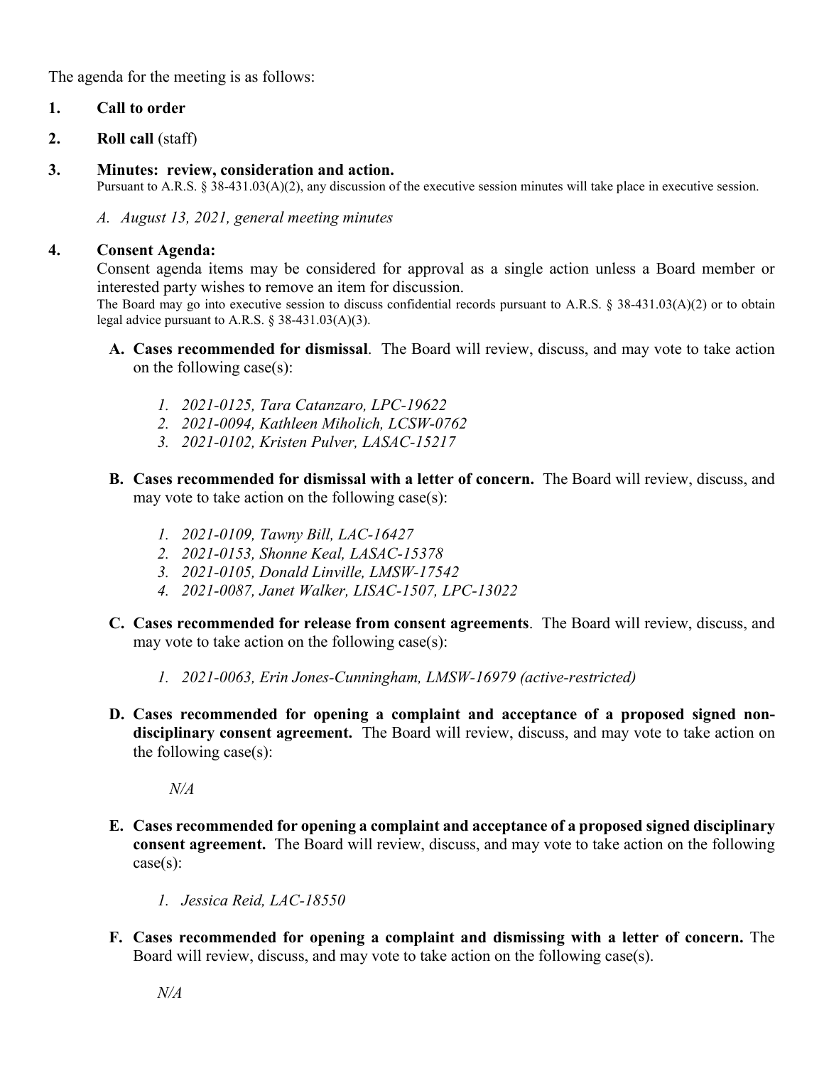The agenda for the meeting is as follows:

1. **Call to order**

2. **Roll call** (staff)

3. **Minutes: review, consideration and action.**
   Pursuant to A.R.S. § 38-431.03(A)(2), any discussion of the executive session minutes will take place in executive session.

   *A. August 13, 2021, general meeting minutes*

4. **Consent Agenda:**
   Consent agenda items may be considered for approval as a single action unless a Board member or interested party wishes to remove an item for discussion.
   The Board may go into executive session to discuss confidential records pursuant to A.R.S. § 38-431.03(A)(2) or to obtain legal advice pursuant to A.R.S. § 38-431.03(A)(3).

   **A. Cases recommended for dismissal**. The Board will review, discuss, and may vote to take action on the following case(s):

   *1. 2021-0125, Tara Catanzaro, LPC-19622*
   *2. 2021-0094, Kathleen Miholich, LCSW-0762*
   *3. 2021-0102, Kristen Pulver, LASAC-15217*

   **B. Cases recommended for dismissal with a letter of concern.** The Board will review, discuss, and may vote to take action on the following case(s):

   *1. 2021-0109, Tawny Bill, LAC-16427*
   *2. 2021-0153, Shonne Keal, LASAC-15378*
   *3. 2021-0105, Donald Linville, LMSW-17542*
   *4. 2021-0087, Janet Walker, LISAC-1507, LPC-13022*

   **C. Cases recommended for release from consent agreements**. The Board will review, discuss, and may vote to take action on the following case(s):

   *1. 2021-0063, Erin Jones-Cunningham, LMSW-16979 (active-restricted)*

   **D. Cases recommended for opening a complaint and acceptance of a proposed signed non-disciplinary consent agreement.** The Board will review, discuss, and may vote to take action on the following case(s):

   *N/A*

   **E. Cases recommended for opening a complaint and acceptance of a proposed signed disciplinary consent agreement.** The Board will review, discuss, and may vote to take action on the following case(s):

   *1. Jessica Reid, LAC-18550*

   **F. Cases recommended for opening a complaint and dismissing with a letter of concern.** The Board will review, discuss, and may vote to take action on the following case(s).

   *N/A*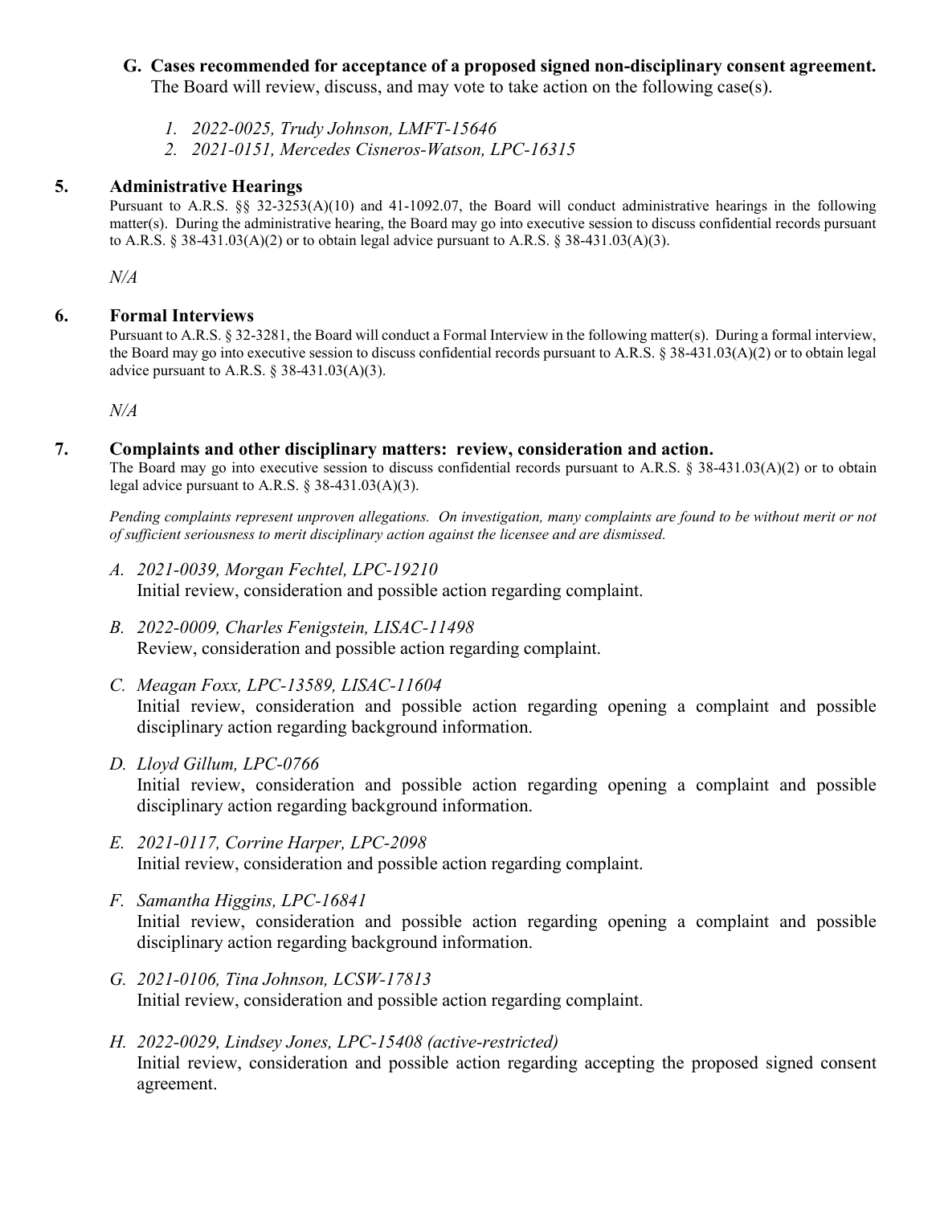**G. Cases recommended for acceptance of a proposed signed non-disciplinary consent agreement.**
The Board will review, discuss, and may vote to take action on the following case(s).

1. *2022-0025, Trudy Johnson, LMFT-15646*
2. *2021-0151, Mercedes Cisneros-Watson, LPC-16315*

## 5. Administrative Hearings

Pursuant to A.R.S. §§ 32-3253(A)(10) and 41-1092.07, the Board will conduct administrative hearings in the following matter(s). During the administrative hearing, the Board may go into executive session to discuss confidential records pursuant to A.R.S. § 38-431.03(A)(2) or to obtain legal advice pursuant to A.R.S. § 38-431.03(A)(3).

*N/A*

## 6. Formal Interviews

Pursuant to A.R.S. § 32-3281, the Board will conduct a Formal Interview in the following matter(s). During a formal interview, the Board may go into executive session to discuss confidential records pursuant to A.R.S. § 38-431.03(A)(2) or to obtain legal advice pursuant to A.R.S. § 38-431.03(A)(3).

*N/A*

## 7. Complaints and other disciplinary matters: review, consideration and action.

The Board may go into executive session to discuss confidential records pursuant to A.R.S. § 38-431.03(A)(2) or to obtain legal advice pursuant to A.R.S. § 38-431.03(A)(3).

*Pending complaints represent unproven allegations. On investigation, many complaints are found to be without merit or not of sufficient seriousness to merit disciplinary action against the licensee and are dismissed.*

A. *2021-0039, Morgan Fechtel, LPC-19210*
Initial review, consideration and possible action regarding complaint.

B. *2022-0009, Charles Fenigstein, LISAC-11498*
Review, consideration and possible action regarding complaint.

C. *Meagan Foxx, LPC-13589, LISAC-11604*
Initial review, consideration and possible action regarding opening a complaint and possible disciplinary action regarding background information.

D. *Lloyd Gillum, LPC-0766*
Initial review, consideration and possible action regarding opening a complaint and possible disciplinary action regarding background information.

E. *2021-0117, Corrine Harper, LPC-2098*
Initial review, consideration and possible action regarding complaint.

F. *Samantha Higgins, LPC-16841*
Initial review, consideration and possible action regarding opening a complaint and possible disciplinary action regarding background information.

G. *2021-0106, Tina Johnson, LCSW-17813*
Initial review, consideration and possible action regarding complaint.

H. *2022-0029, Lindsey Jones, LPC-15408 (active-restricted)*
Initial review, consideration and possible action regarding accepting the proposed signed consent agreement.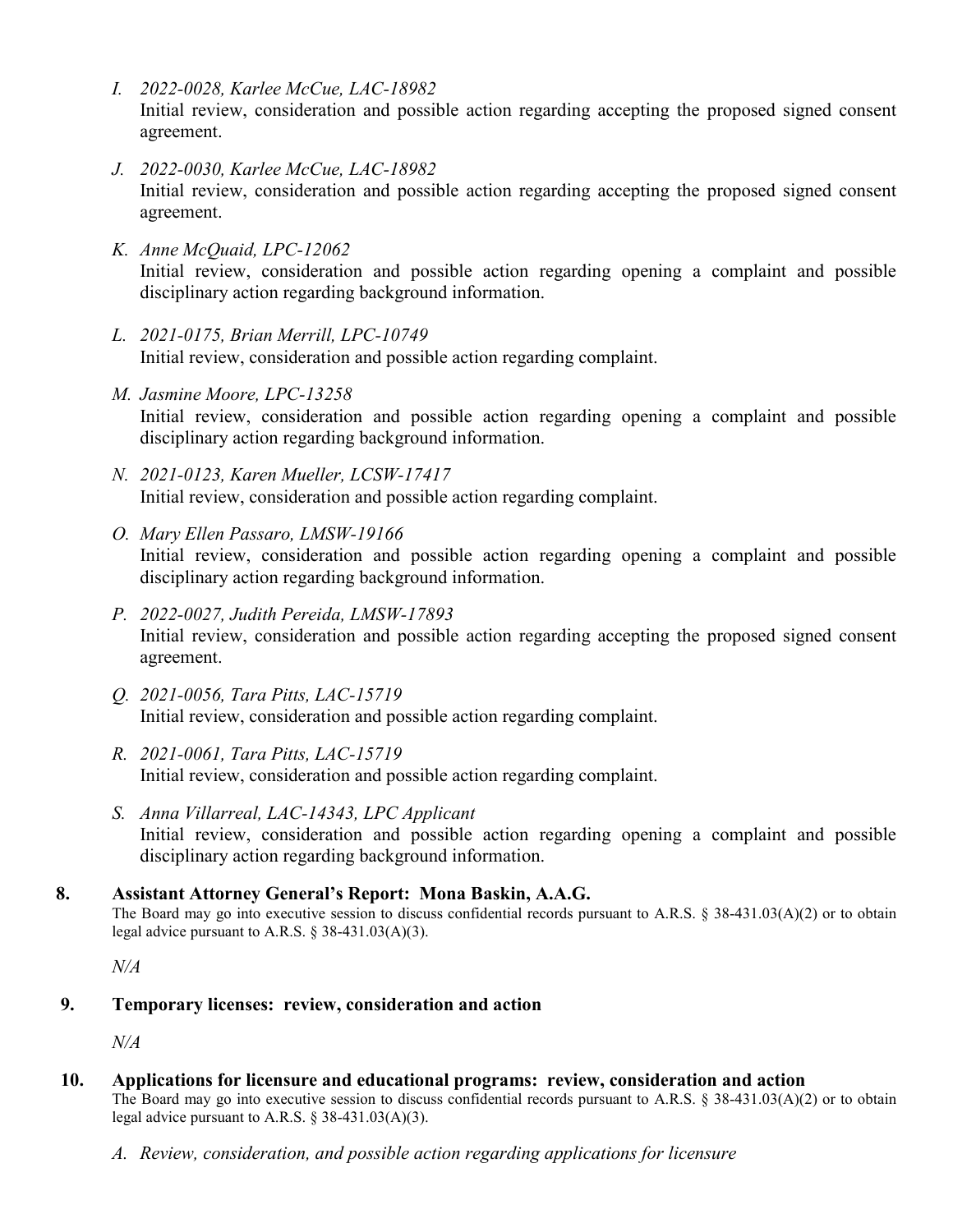*I. 2022-0028, Karlee McCue, LAC-18982*
Initial review, consideration and possible action regarding accepting the proposed signed consent agreement.

*J. 2022-0030, Karlee McCue, LAC-18982*
Initial review, consideration and possible action regarding accepting the proposed signed consent agreement.

*K. Anne McQuaid, LPC-12062*
Initial review, consideration and possible action regarding opening a complaint and possible disciplinary action regarding background information.

*L. 2021-0175, Brian Merrill, LPC-10749*
Initial review, consideration and possible action regarding complaint.

*M. Jasmine Moore, LPC-13258*
Initial review, consideration and possible action regarding opening a complaint and possible disciplinary action regarding background information.

*N. 2021-0123, Karen Mueller, LCSW-17417*
Initial review, consideration and possible action regarding complaint.

*O. Mary Ellen Passaro, LMSW-19166*
Initial review, consideration and possible action regarding opening a complaint and possible disciplinary action regarding background information.

*P. 2022-0027, Judith Pereida, LMSW-17893*
Initial review, consideration and possible action regarding accepting the proposed signed consent agreement.

*Q. 2021-0056, Tara Pitts, LAC-15719*
Initial review, consideration and possible action regarding complaint.

*R. 2021-0061, Tara Pitts, LAC-15719*
Initial review, consideration and possible action regarding complaint.

*S. Anna Villarreal, LAC-14343, LPC Applicant*
Initial review, consideration and possible action regarding opening a complaint and possible disciplinary action regarding background information.

**8. Assistant Attorney General's Report: Mona Baskin, A.A.G.**

The Board may go into executive session to discuss confidential records pursuant to A.R.S. § 38-431.03(A)(2) or to obtain legal advice pursuant to A.R.S. § 38-431.03(A)(3).

*N/A*

**9. Temporary licenses: review, consideration and action**

*N/A*

**10. Applications for licensure and educational programs: review, consideration and action**

The Board may go into executive session to discuss confidential records pursuant to A.R.S. § 38-431.03(A)(2) or to obtain legal advice pursuant to A.R.S. § 38-431.03(A)(3).

*A. Review, consideration, and possible action regarding applications for licensure*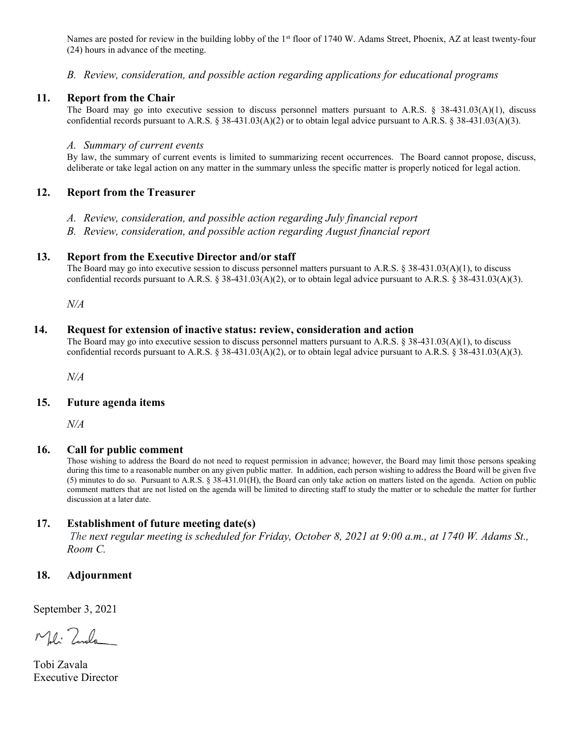Names are posted for review in the building lobby of the 1st floor of 1740 W. Adams Street, Phoenix, AZ at least twenty-four (24) hours in advance of the meeting.

*B. Review, consideration, and possible action regarding applications for educational programs*

## 11. Report from the Chair

The Board may go into executive session to discuss personnel matters pursuant to A.R.S. § 38-431.03(A)(1), discuss confidential records pursuant to A.R.S. § 38-431.03(A)(2) or to obtain legal advice pursuant to A.R.S. § 38-431.03(A)(3).

*A. Summary of current events*

By law, the summary of current events is limited to summarizing recent occurrences. The Board cannot propose, discuss, deliberate or take legal action on any matter in the summary unless the specific matter is properly noticed for legal action.

## 12. Report from the Treasurer

*A. Review, consideration, and possible action regarding July financial report*

*B. Review, consideration, and possible action regarding August financial report*

## 13. Report from the Executive Director and/or staff

The Board may go into executive session to discuss personnel matters pursuant to A.R.S. § 38-431.03(A)(1), to discuss confidential records pursuant to A.R.S. § 38-431.03(A)(2), or to obtain legal advice pursuant to A.R.S. § 38-431.03(A)(3).

*N/A*

## 14. Request for extension of inactive status: review, consideration and action

The Board may go into executive session to discuss personnel matters pursuant to A.R.S. § 38-431.03(A)(1), to discuss confidential records pursuant to A.R.S. § 38-431.03(A)(2), or to obtain legal advice pursuant to A.R.S. § 38-431.03(A)(3).

*N/A*

## 15. Future agenda items

*N/A*

## 16. Call for public comment

Those wishing to address the Board do not need to request permission in advance; however, the Board may limit those persons speaking during this time to a reasonable number on any given public matter. In addition, each person wishing to address the Board will be given five (5) minutes to do so. Pursuant to A.R.S. § 38-431.01(H), the Board can only take action on matters listed on the agenda. Action on public comment matters that are not listed on the agenda will be limited to directing staff to study the matter or to schedule the matter for further discussion at a later date.

## 17. Establishment of future meeting date(s)

*The next regular meeting is scheduled for Friday, October 8, 2021 at 9:00 a.m., at 1740 W. Adams St., Room C.*

## 18. Adjournment

September 3, 2021

Tobi Zavala
Executive Director